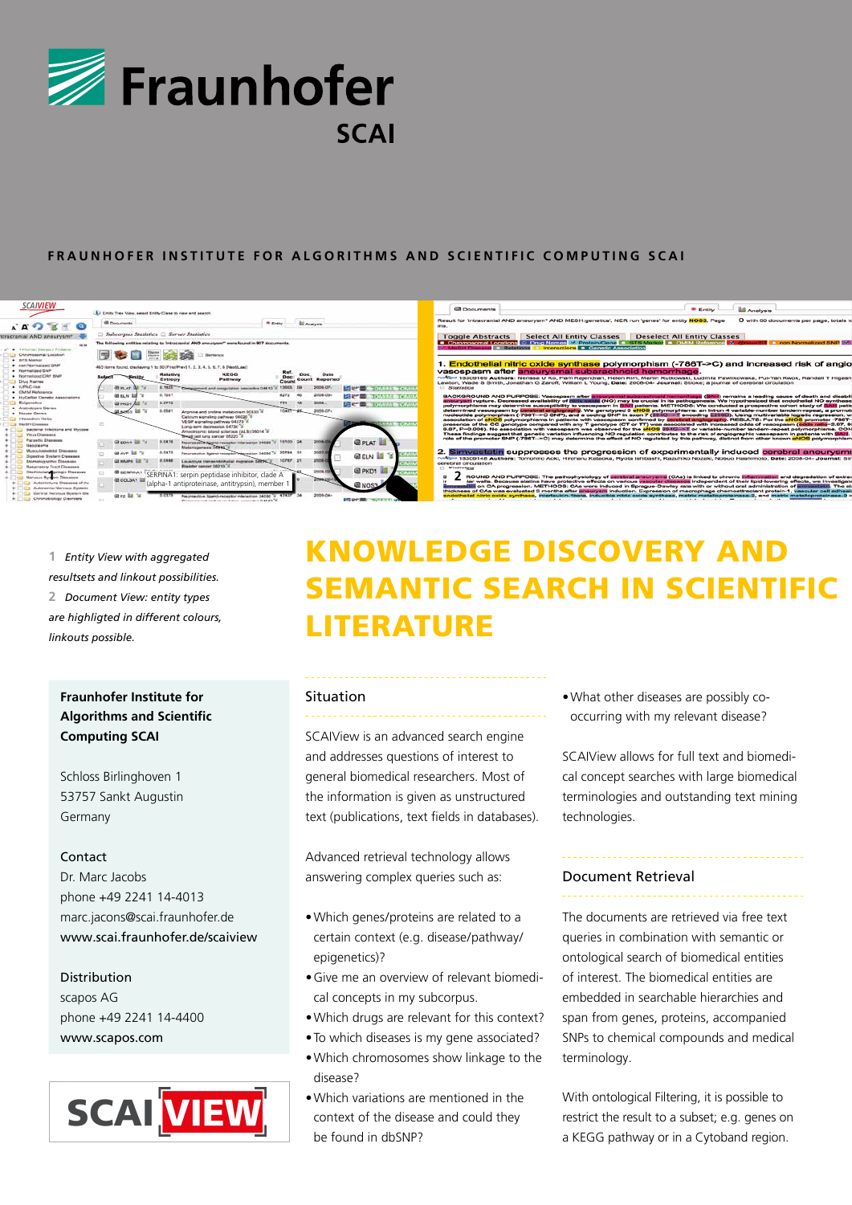# Fraunhofer

SCAI

FRAUNHOFER INSTITUTE FOR ALGORITHMS AND SCIENTIFIC COMPUTING SCAI

1 *Entity View with aggregated resultsets and linkout possibilities.*

2 *Document View: entity types are highligted in different colours, linkouts possible.*

# KNOWLEDGE DISCOVERY AND SEMANTIC SEARCH IN SCIENTIFIC LITERATURE

**Fraunhofer Institute for Algorithms and Scientific Computing SCAI**

Schloss Birlinghoven 1
53757 Sankt Augustin
Germany

Contact
Dr. Marc Jacobs
phone +49 2241 14-4013
marc.jacons@scai.fraunhofer.de
www.scai.fraunhofer.de/scaiview

Distribution
scapos AG
phone +49 2241 14-4400
www.scapos.com

SCAI VIEW

## Situation

SCAIView is an advanced search engine and addresses questions of interest to general biomedical researchers. Most of the information is given as unstructured text (publications, text fields in databases).

Advanced retrieval technology allows answering complex queries such as:

- Which genes/proteins are related to a certain context (e.g. disease/pathway/ epigenetics)?
- Give me an overview of relevant biomedical concepts in my subcorpus.
- Which drugs are relevant for this context?
- To which diseases is my gene associated?
- Which chromosomes show linkage to the disease?
- Which variations are mentioned in the context of the disease and could they be found in dbSNP?
- What other diseases are possibly co-occurring with my relevant disease?

SCAIView allows for full text and biomedical concept searches with large biomedical terminologies and outstanding text mining technologies.

## Document Retrieval

The documents are retrieved via free text queries in combination with semantic or ontological search of biomedical entities of interest. The biomedical entities are embedded in searchable hierarchies and span from genes, proteins, accompanied SNPs to chemical compounds and medical terminology.

With ontological Filtering, it is possible to restrict the result to a subset; e.g. genes on a KEGG pathway or in a Cytoband region.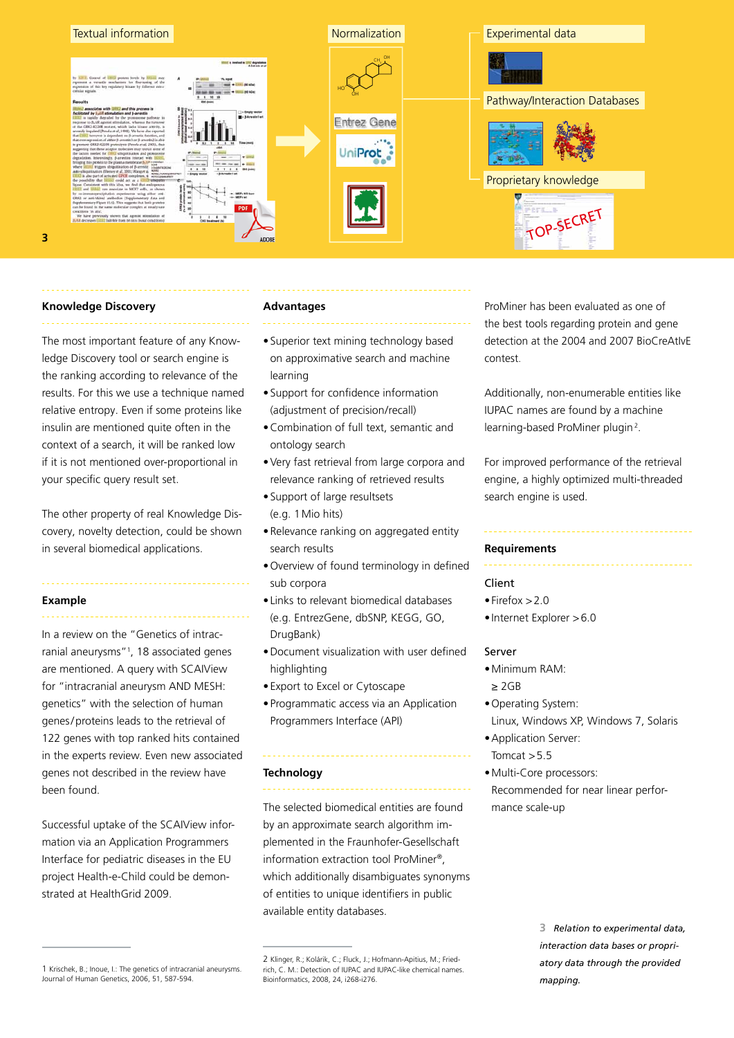Textual information

Normalization

Experimental data

Pathway/Interaction Databases

Proprietary knowledge

## Knowledge Discovery

The most important feature of any Knowledge Discovery tool or search engine is the ranking according to relevance of the results. For this we use a technique named relative entropy. Even if some proteins like insulin are mentioned quite often in the context of a search, it will be ranked low if it is not mentioned over-proportional in your specific query result set.

The other property of real Knowledge Discovery, novelty detection, could be shown in several biomedical applications.

## Example

In a review on the "Genetics of intracranial aneurysms"[1], 18 associated genes are mentioned. A query with SCAIView for "intracranial aneurysm AND MESH: genetics" with the selection of human genes/proteins leads to the identification of 122 genes with top ranked hits contained in the experts review. Even new associated genes not described in the review have been found.

Successful uptake of the SCAIView information via an Application Programmers Interface for pediatric diseases in the EU project Health-e-Child could be demonstrated at HealthGrid 2009.

1 Krischek, B.; Inoue, I.: The genetics of intracranial aneurysms. Journal of Human Genetics, 2006, 51, 587-594.

## Advantages

- Superior text mining technology based on approximative search and machine learning
- Support for confidence information (adjustment of precision/recall)
- Combination of full text, semantic and ontology search
- Very fast retrieval from large corpora and relevance ranking of retrieved results
- Support of large resultsets (e.g. 1 Mio hits)
- Relevance ranking on aggregated entity search results
- Overview of found terminology in defined sub corpora
- Links to relevant biomedical databases (e.g. EntrezGene, dbSNP, KEGG, GO, DrugBank)
- Document visualization with user defined highlighting
- Export to Excel or Cytoscape
- Programmatic access via an Application Programmers Interface (API)

## Technology

The selected biomedical entities are found by an approximate search algorithm implemented in the Fraunhofer-Gesellschaft information extraction tool ProMiner®, which additionally disambiguates synonyms of entities to unique identifiers in public available entity databases.

2 Klinger, R.; Kolárik, C.; Fluck, J.; Hofmann-Apitius, M.; Friedrich, C. M.: Detection of IUPAC and IUPAC-like chemical names. Bioinformatics, 2008, 24, i268-i276.

ProMiner has been evaluated as one of the best tools regarding protein and gene detection at the 2004 and 2007 BioCreAtIvE contest.

Additionally, non-enumerable entities like IUPAC names are found by a machine learning-based ProMiner plugin[2].

For improved performance of the retrieval engine, a highly optimized multi-threaded search engine is used.

## Requirements

### Client

- Firefox > 2.0
- Internet Explorer > 6.0

### Server

- Minimum RAM: ≥ 2GB
- Operating System: Linux, Windows XP, Windows 7, Solaris
- Application Server: Tomcat > 5.5
- Multi-Core processors: Recommended for near linear performance scale-up

3 *Relation to experimental data, interaction data bases or proprietary data through the provided mapping.*